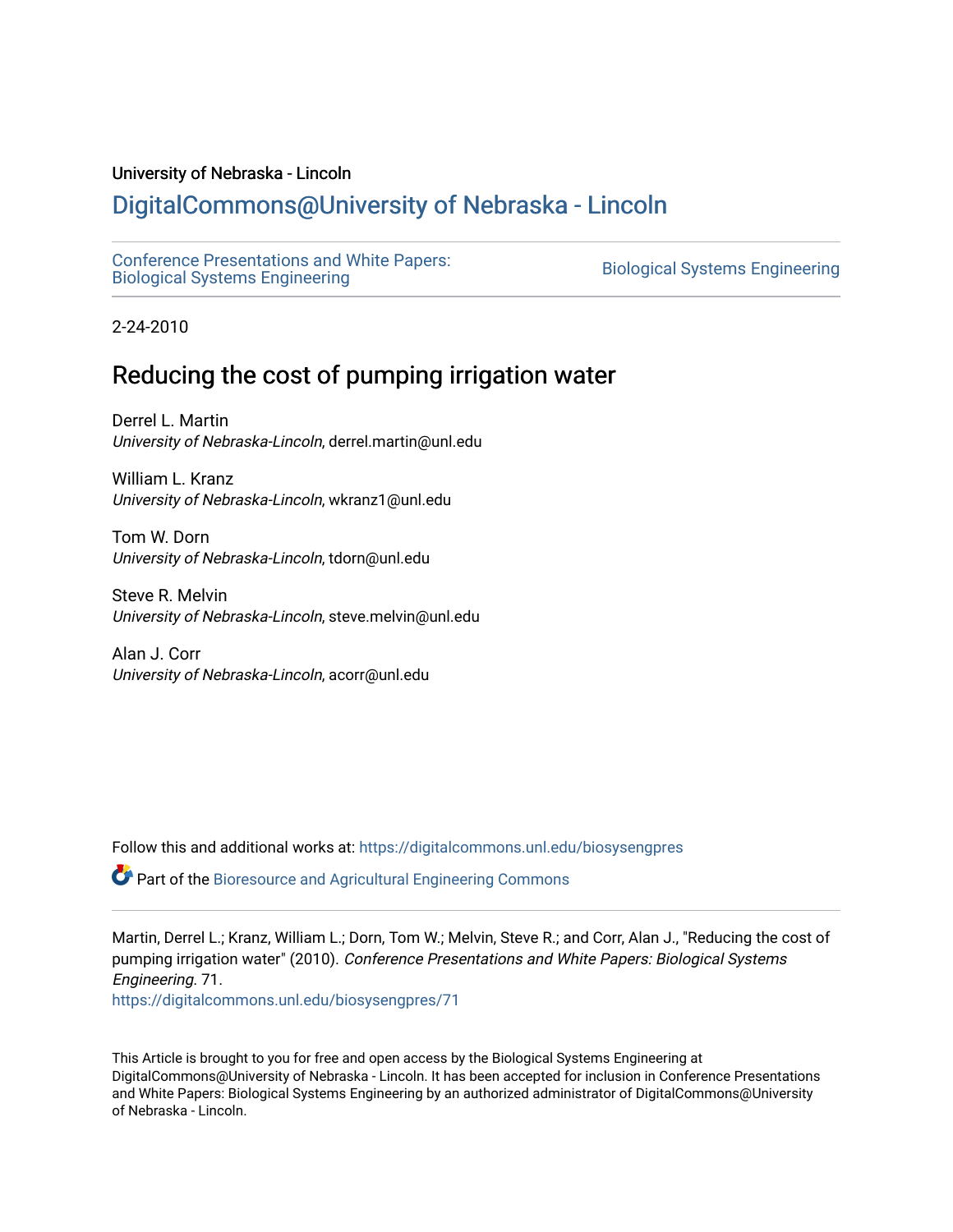University of Nebraska - Lincoln

# DigitalCommons@University of Nebraska - Lincoln

Conference Presentations and White Papers: Biological Systems Engineering

Biological Systems Engineering

2-24-2010

## Reducing the cost of pumping irrigation water

Derrel L. Martin
*University of Nebraska-Lincoln*, derrel.martin@unl.edu

William L. Kranz
*University of Nebraska-Lincoln*, wkranz1@unl.edu

Tom W. Dorn
*University of Nebraska-Lincoln*, tdorn@unl.edu

Steve R. Melvin
*University of Nebraska-Lincoln*, steve.melvin@unl.edu

Alan J. Corr
*University of Nebraska-Lincoln*, acorr@unl.edu

Follow this and additional works at: https://digitalcommons.unl.edu/biosysengpres

Part of the Bioresource and Agricultural Engineering Commons

Martin, Derrel L.; Kranz, William L.; Dorn, Tom W.; Melvin, Steve R.; and Corr, Alan J., "Reducing the cost of pumping irrigation water" (2010). *Conference Presentations and White Papers: Biological Systems Engineering*. 71.
https://digitalcommons.unl.edu/biosysengpres/71

This Article is brought to you for free and open access by the Biological Systems Engineering at DigitalCommons@University of Nebraska - Lincoln. It has been accepted for inclusion in Conference Presentations and White Papers: Biological Systems Engineering by an authorized administrator of DigitalCommons@University of Nebraska - Lincoln.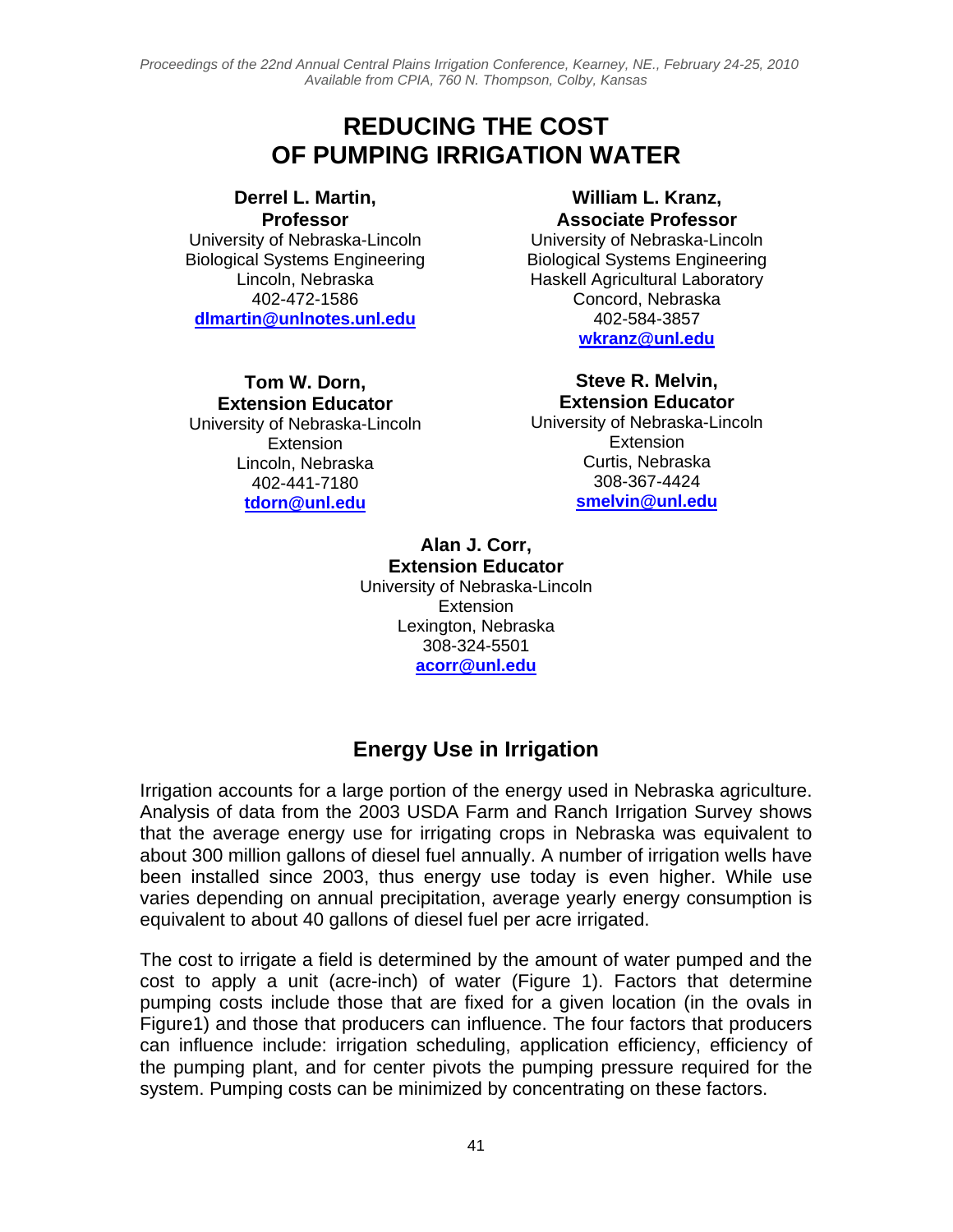# REDUCING THE COST OF PUMPING IRRIGATION WATER

**Derrel L. Martin, Professor**
University of Nebraska-Lincoln
Biological Systems Engineering
Lincoln, Nebraska
402-472-1586
**dlmartin@unlnotes.unl.edu**

**William L. Kranz, Associate Professor**
University of Nebraska-Lincoln
Biological Systems Engineering
Haskell Agricultural Laboratory
Concord, Nebraska
402-584-3857
**wkranz@unl.edu**

**Tom W. Dorn, Extension Educator**
University of Nebraska-Lincoln
Extension
Lincoln, Nebraska
402-441-7180
**tdorn@unl.edu**

**Steve R. Melvin, Extension Educator**
University of Nebraska-Lincoln
Extension
Curtis, Nebraska
308-367-4424
**smelvin@unl.edu**

**Alan J. Corr, Extension Educator**
University of Nebraska-Lincoln
Extension
Lexington, Nebraska
308-324-5501
**acorr@unl.edu**

## Energy Use in Irrigation

Irrigation accounts for a large portion of the energy used in Nebraska agriculture. Analysis of data from the 2003 USDA Farm and Ranch Irrigation Survey shows that the average energy use for irrigating crops in Nebraska was equivalent to about 300 million gallons of diesel fuel annually. A number of irrigation wells have been installed since 2003, thus energy use today is even higher. While use varies depending on annual precipitation, average yearly energy consumption is equivalent to about 40 gallons of diesel fuel per acre irrigated.

The cost to irrigate a field is determined by the amount of water pumped and the cost to apply a unit (acre-inch) of water (Figure 1). Factors that determine pumping costs include those that are fixed for a given location (in the ovals in Figure1) and those that producers can influence. The four factors that producers can influence include: irrigation scheduling, application efficiency, efficiency of the pumping plant, and for center pivots the pumping pressure required for the system. Pumping costs can be minimized by concentrating on these factors.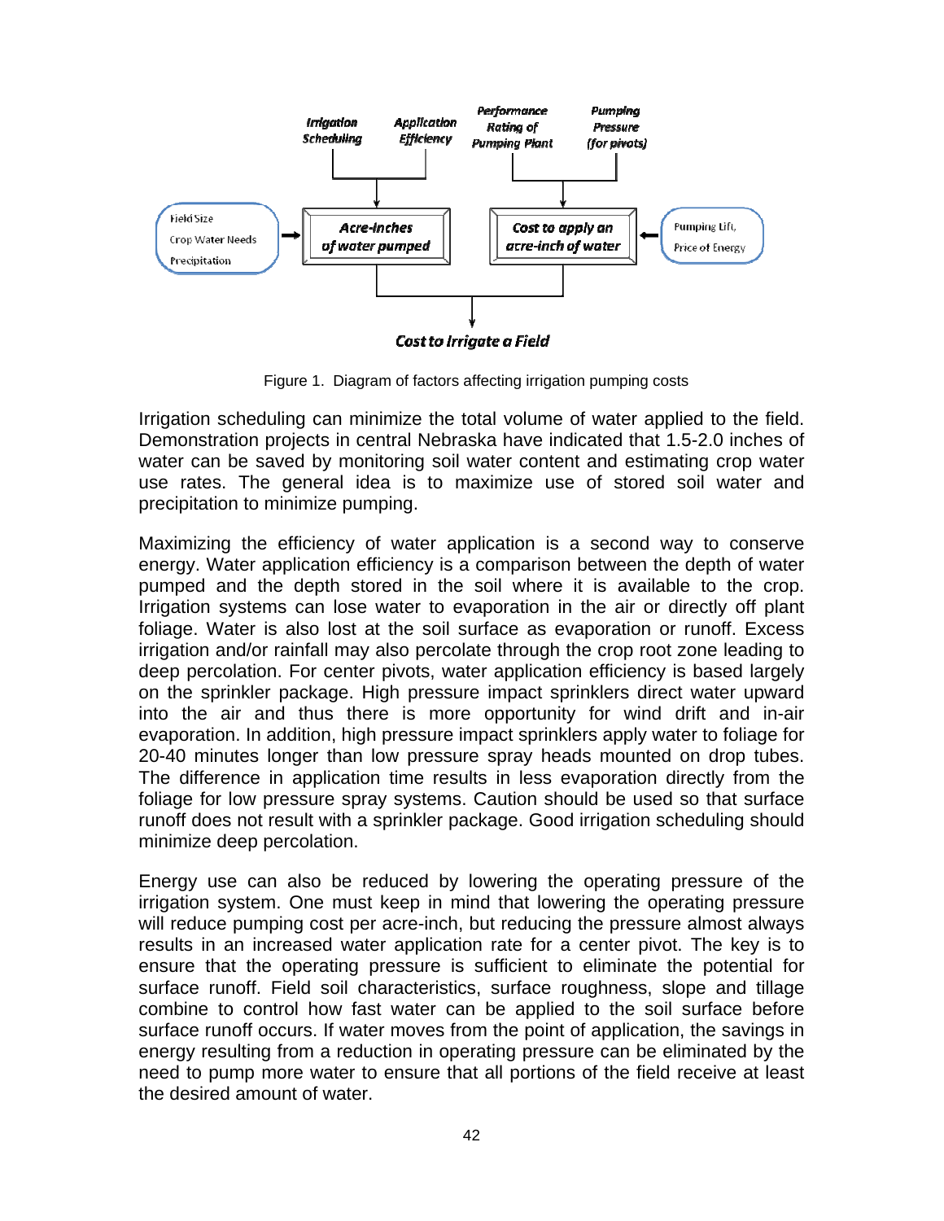Irrigation Scheduling | Application Efficiency | Performance Rating of Pumping Plant | Pumping Pressure (for pivots)

Field Size, Crop Water Needs, Precipitation → **Acre-Inches of water pumped**

**Cost to apply an acre-inch of water** ← Pumping Lift, Price of Energy

**Cost to Irrigate a Field**

Figure 1. Diagram of factors affecting irrigation pumping costs

Irrigation scheduling can minimize the total volume of water applied to the field. Demonstration projects in central Nebraska have indicated that 1.5-2.0 inches of water can be saved by monitoring soil water content and estimating crop water use rates. The general idea is to maximize use of stored soil water and precipitation to minimize pumping.

Maximizing the efficiency of water application is a second way to conserve energy. Water application efficiency is a comparison between the depth of water pumped and the depth stored in the soil where it is available to the crop. Irrigation systems can lose water to evaporation in the air or directly off plant foliage. Water is also lost at the soil surface as evaporation or runoff. Excess irrigation and/or rainfall may also percolate through the crop root zone leading to deep percolation. For center pivots, water application efficiency is based largely on the sprinkler package. High pressure impact sprinklers direct water upward into the air and thus there is more opportunity for wind drift and in-air evaporation. In addition, high pressure impact sprinklers apply water to foliage for 20-40 minutes longer than low pressure spray heads mounted on drop tubes. The difference in application time results in less evaporation directly from the foliage for low pressure spray systems. Caution should be used so that surface runoff does not result with a sprinkler package. Good irrigation scheduling should minimize deep percolation.

Energy use can also be reduced by lowering the operating pressure of the irrigation system. One must keep in mind that lowering the operating pressure will reduce pumping cost per acre-inch, but reducing the pressure almost always results in an increased water application rate for a center pivot. The key is to ensure that the operating pressure is sufficient to eliminate the potential for surface runoff. Field soil characteristics, surface roughness, slope and tillage combine to control how fast water can be applied to the soil surface before surface runoff occurs. If water moves from the point of application, the savings in energy resulting from a reduction in operating pressure can be eliminated by the need to pump more water to ensure that all portions of the field receive at least the desired amount of water.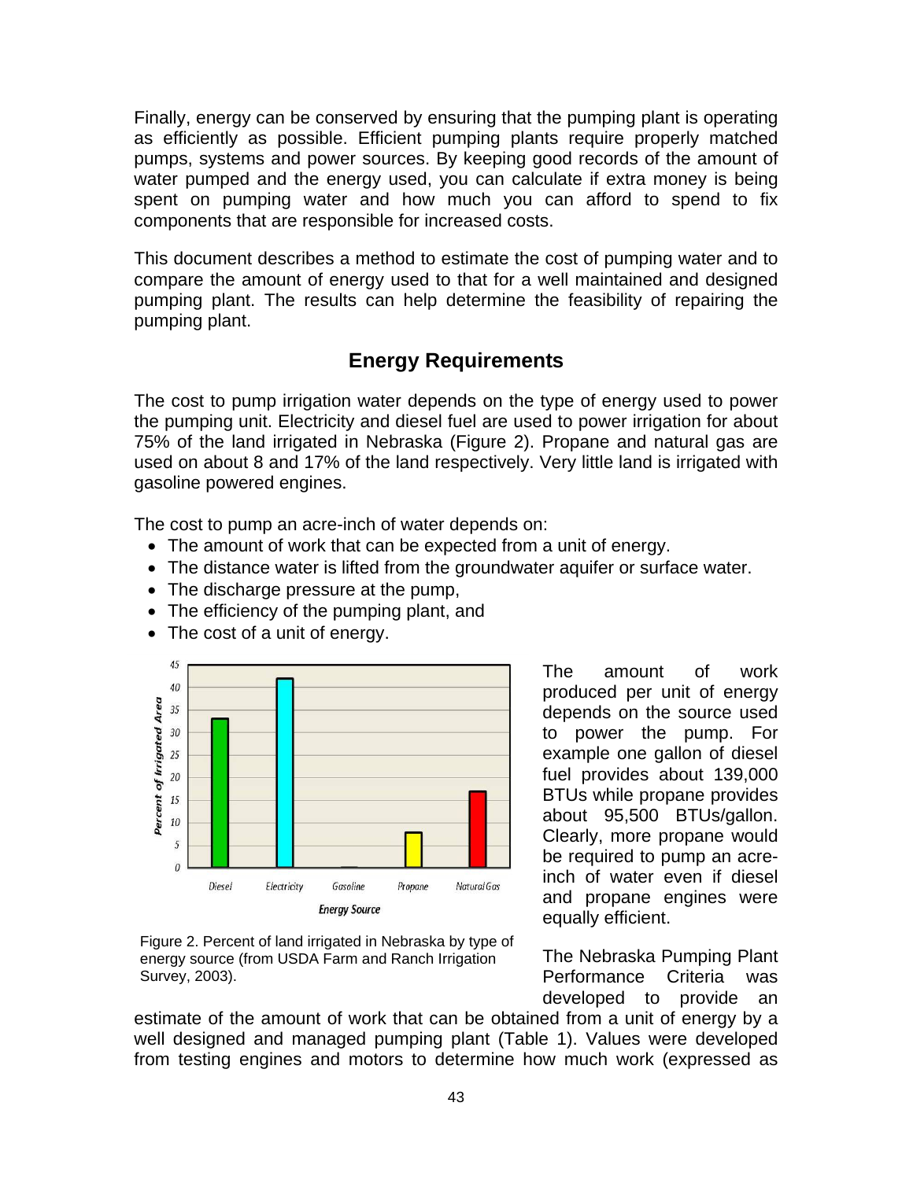Finally, energy can be conserved by ensuring that the pumping plant is operating as efficiently as possible. Efficient pumping plants require properly matched pumps, systems and power sources. By keeping good records of the amount of water pumped and the energy used, you can calculate if extra money is being spent on pumping water and how much you can afford to spend to fix components that are responsible for increased costs.

This document describes a method to estimate the cost of pumping water and to compare the amount of energy used to that for a well maintained and designed pumping plant. The results can help determine the feasibility of repairing the pumping plant.

## Energy Requirements

The cost to pump irrigation water depends on the type of energy used to power the pumping unit. Electricity and diesel fuel are used to power irrigation for about 75% of the land irrigated in Nebraska (Figure 2). Propane and natural gas are used on about 8 and 17% of the land respectively. Very little land is irrigated with gasoline powered engines.

The cost to pump an acre-inch of water depends on:

- The amount of work that can be expected from a unit of energy.
- The distance water is lifted from the groundwater aquifer or surface water.
- The discharge pressure at the pump,
- The efficiency of the pumping plant, and
- The cost of a unit of energy.

Figure 2. Percent of land irrigated in Nebraska by type of energy source (from USDA Farm and Ranch Irrigation Survey, 2003).

The amount of work produced per unit of energy depends on the source used to power the pump. For example one gallon of diesel fuel provides about 139,000 BTUs while propane provides about 95,500 BTUs/gallon. Clearly, more propane would be required to pump an acre-inch of water even if diesel and propane engines were equally efficient.

The Nebraska Pumping Plant Performance Criteria was developed to provide an estimate of the amount of work that can be obtained from a unit of energy by a well designed and managed pumping plant (Table 1). Values were developed from testing engines and motors to determine how much work (expressed as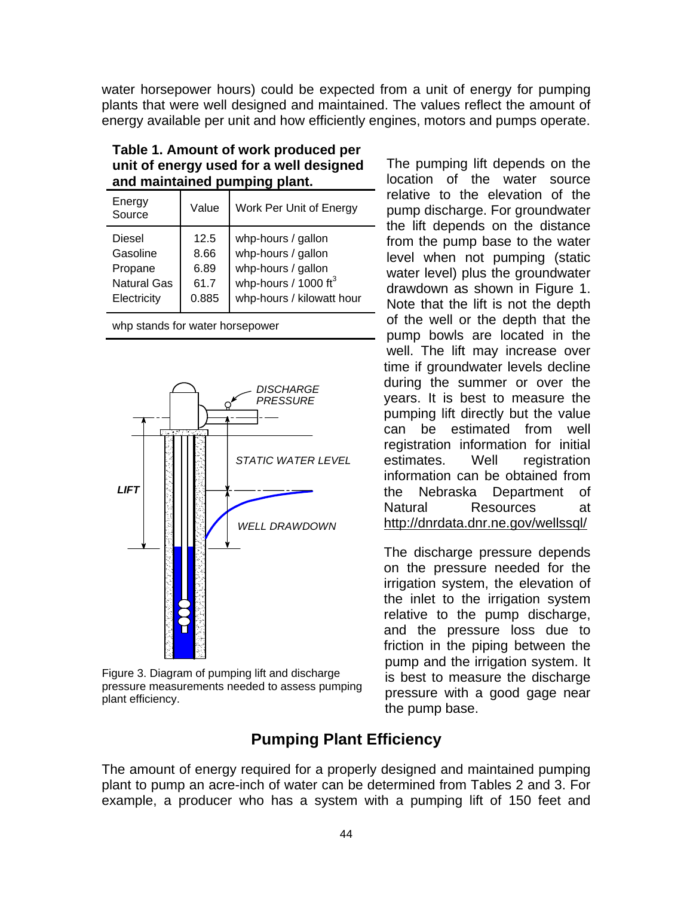water horsepower hours) could be expected from a unit of energy for pumping plants that were well designed and maintained. The values reflect the amount of energy available per unit and how efficiently engines, motors and pumps operate.

**Table 1. Amount of work produced per unit of energy used for a well designed and maintained pumping plant.**

| Energy Source | Value | Work Per Unit of Energy |
|---|---|---|
| Diesel | 12.5 | whp-hours / gallon |
| Gasoline | 8.66 | whp-hours / gallon |
| Propane | 6.89 | whp-hours / gallon |
| Natural Gas | 61.7 | whp-hours / 1000 $ft^3$ |
| Electricity | 0.885 | whp-hours / kilowatt hour |

whp stands for water horsepower

Figure 3. Diagram of pumping lift and discharge pressure measurements needed to assess pumping plant efficiency.

The pumping lift depends on the location of the water source relative to the elevation of the pump discharge. For groundwater the lift depends on the distance from the pump base to the water level when not pumping (static water level) plus the groundwater drawdown as shown in Figure 1. Note that the lift is not the depth of the well or the depth that the pump bowls are located in the well. The lift may increase over time if groundwater levels decline during the summer or over the years. It is best to measure the pumping lift directly but the value can be estimated from well registration information for initial estimates. Well registration information can be obtained from the Nebraska Department of Natural Resources at http://dnrdata.dnr.ne.gov/wellssql/

The discharge pressure depends on the pressure needed for the irrigation system, the elevation of the inlet to the irrigation system relative to the pump discharge, and the pressure loss due to friction in the piping between the pump and the irrigation system. It is best to measure the discharge pressure with a good gage near the pump base.

## Pumping Plant Efficiency

The amount of energy required for a properly designed and maintained pumping plant to pump an acre-inch of water can be determined from Tables 2 and 3. For example, a producer who has a system with a pumping lift of 150 feet and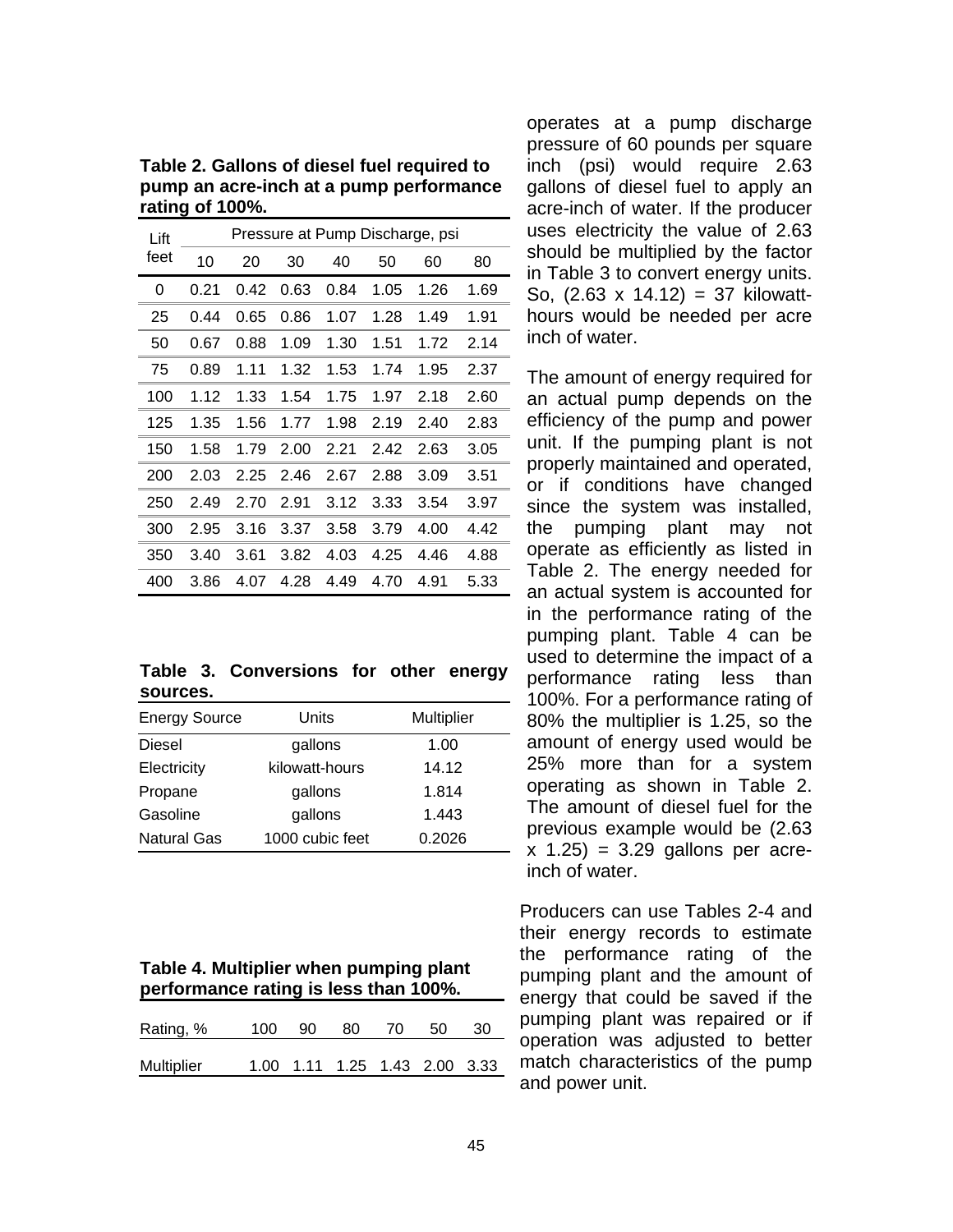**Table 2. Gallons of diesel fuel required to pump an acre-inch at a pump performance rating of 100%.**

| Lift feet | Pressure at Pump Discharge, psi | | | | | | |
|---|---|---|---|---|---|---|---|
| | 10 | 20 | 30 | 40 | 50 | 60 | 80 |
| 0 | 0.21 | 0.42 | 0.63 | 0.84 | 1.05 | 1.26 | 1.69 |
| 25 | 0.44 | 0.65 | 0.86 | 1.07 | 1.28 | 1.49 | 1.91 |
| 50 | 0.67 | 0.88 | 1.09 | 1.30 | 1.51 | 1.72 | 2.14 |
| 75 | 0.89 | 1.11 | 1.32 | 1.53 | 1.74 | 1.95 | 2.37 |
| 100 | 1.12 | 1.33 | 1.54 | 1.75 | 1.97 | 2.18 | 2.60 |
| 125 | 1.35 | 1.56 | 1.77 | 1.98 | 2.19 | 2.40 | 2.83 |
| 150 | 1.58 | 1.79 | 2.00 | 2.21 | 2.42 | 2.63 | 3.05 |
| 200 | 2.03 | 2.25 | 2.46 | 2.67 | 2.88 | 3.09 | 3.51 |
| 250 | 2.49 | 2.70 | 2.91 | 3.12 | 3.33 | 3.54 | 3.97 |
| 300 | 2.95 | 3.16 | 3.37 | 3.58 | 3.79 | 4.00 | 4.42 |
| 350 | 3.40 | 3.61 | 3.82 | 4.03 | 4.25 | 4.46 | 4.88 |
| 400 | 3.86 | 4.07 | 4.28 | 4.49 | 4.70 | 4.91 | 5.33 |

**Table 3. Conversions for other energy sources.**

| Energy Source | Units | Multiplier |
|---|---|---|
| Diesel | gallons | 1.00 |
| Electricity | kilowatt-hours | 14.12 |
| Propane | gallons | 1.814 |
| Gasoline | gallons | 1.443 |
| Natural Gas | 1000 cubic feet | 0.2026 |

**Table 4. Multiplier when pumping plant performance rating is less than 100%.**

| Rating, % | 100 | 90 | 80 | 70 | 50 | 30 |
|---|---|---|---|---|---|---|
| Multiplier | 1.00 | 1.11 | 1.25 | 1.43 | 2.00 | 3.33 |

operates at a pump discharge pressure of 60 pounds per square inch (psi) would require 2.63 gallons of diesel fuel to apply an acre-inch of water. If the producer uses electricity the value of 2.63 should be multiplied by the factor in Table 3 to convert energy units. So, (2.63 x 14.12) = 37 kilowatt-hours would be needed per acre inch of water.

The amount of energy required for an actual pump depends on the efficiency of the pump and power unit. If the pumping plant is not properly maintained and operated, or if conditions have changed since the system was installed, the pumping plant may not operate as efficiently as listed in Table 2. The energy needed for an actual system is accounted for in the performance rating of the pumping plant. Table 4 can be used to determine the impact of a performance rating less than 100%. For a performance rating of 80% the multiplier is 1.25, so the amount of energy used would be 25% more than for a system operating as shown in Table 2. The amount of diesel fuel for the previous example would be (2.63 x 1.25) = 3.29 gallons per acre-inch of water.

Producers can use Tables 2-4 and their energy records to estimate the performance rating of the pumping plant and the amount of energy that could be saved if the pumping plant was repaired or if operation was adjusted to better match characteristics of the pump and power unit.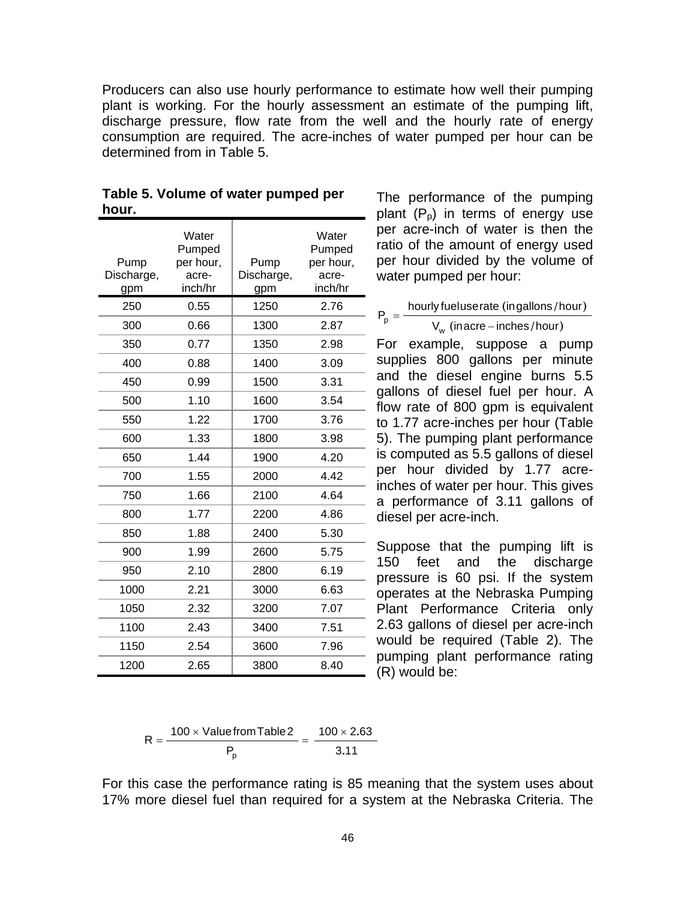Producers can also use hourly performance to estimate how well their pumping plant is working. For the hourly assessment an estimate of the pumping lift, discharge pressure, flow rate from the well and the hourly rate of energy consumption are required. The acre-inches of water pumped per hour can be determined from in Table 5.

**Table 5. Volume of water pumped per hour.**

| Pump Discharge, gpm | Water Pumped per hour, acre-inch/hr | Pump Discharge, gpm | Water Pumped per hour, acre-inch/hr |
|---|---|---|---|
| 250 | 0.55 | 1250 | 2.76 |
| 300 | 0.66 | 1300 | 2.87 |
| 350 | 0.77 | 1350 | 2.98 |
| 400 | 0.88 | 1400 | 3.09 |
| 450 | 0.99 | 1500 | 3.31 |
| 500 | 1.10 | 1600 | 3.54 |
| 550 | 1.22 | 1700 | 3.76 |
| 600 | 1.33 | 1800 | 3.98 |
| 650 | 1.44 | 1900 | 4.20 |
| 700 | 1.55 | 2000 | 4.42 |
| 750 | 1.66 | 2100 | 4.64 |
| 800 | 1.77 | 2200 | 4.86 |
| 850 | 1.88 | 2400 | 5.30 |
| 900 | 1.99 | 2600 | 5.75 |
| 950 | 2.10 | 2800 | 6.19 |
| 1000 | 2.21 | 3000 | 6.63 |
| 1050 | 2.32 | 3200 | 7.07 |
| 1100 | 2.43 | 3400 | 7.51 |
| 1150 | 2.54 | 3600 | 7.96 |
| 1200 | 2.65 | 3800 | 8.40 |

The performance of the pumping plant ($P_p$) in terms of energy use per acre-inch of water is then the ratio of the amount of energy used per hour divided by the volume of water pumped per hour:

$$P_p = \frac{\text{hourly fuel use rate (in gallons/hour)}}{V_w \text{ (in acre-inches/hour)}}$$

For example, suppose a pump supplies 800 gallons per minute and the diesel engine burns 5.5 gallons of diesel fuel per hour. A flow rate of 800 gpm is equivalent to 1.77 acre-inches per hour (Table 5). The pumping plant performance is computed as 5.5 gallons of diesel per hour divided by 1.77 acre-inches of water per hour. This gives a performance of 3.11 gallons of diesel per acre-inch.

Suppose that the pumping lift is 150 feet and the discharge pressure is 60 psi. If the system operates at the Nebraska Pumping Plant Performance Criteria only 2.63 gallons of diesel per acre-inch would be required (Table 2). The pumping plant performance rating (R) would be:

$$R = \frac{100 \times \text{Value from Table 2}}{P_p} = \frac{100 \times 2.63}{3.11}$$

For this case the performance rating is 85 meaning that the system uses about 17% more diesel fuel than required for a system at the Nebraska Criteria. The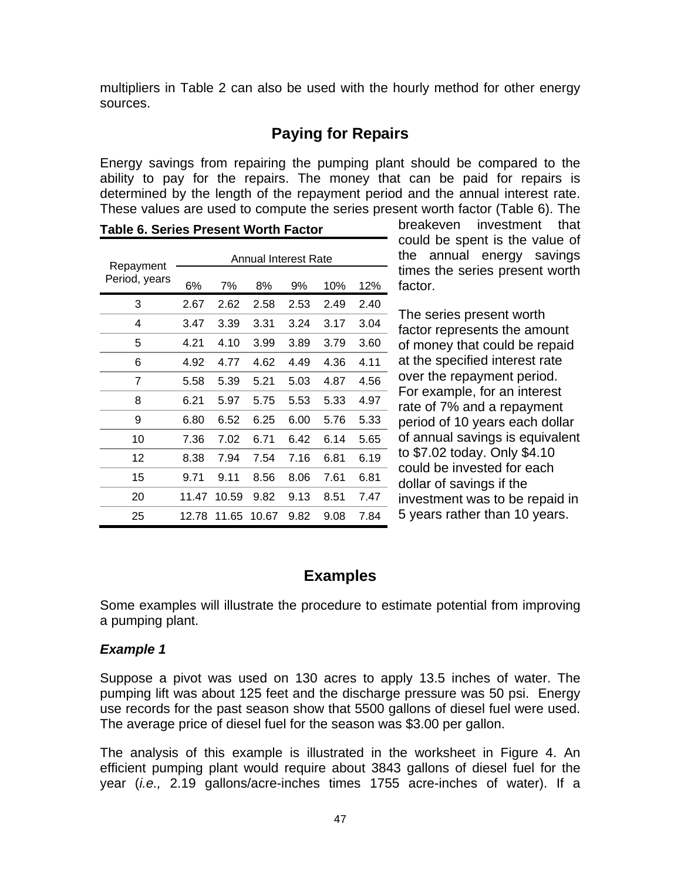multipliers in Table 2 can also be used with the hourly method for other energy sources.

## Paying for Repairs

Energy savings from repairing the pumping plant should be compared to the ability to pay for the repairs. The money that can be paid for repairs is determined by the length of the repayment period and the annual interest rate. These values are used to compute the series present worth factor (Table 6). The breakeven investment that could be spent is the value of the annual energy savings times the series present worth factor.

**Table 6. Series Present Worth Factor**

| Repayment Period, years | Annual Interest Rate | | | | | |
|---|---|---|---|---|---|---|
| | 6% | 7% | 8% | 9% | 10% | 12% |
| 3 | 2.67 | 2.62 | 2.58 | 2.53 | 2.49 | 2.40 |
| 4 | 3.47 | 3.39 | 3.31 | 3.24 | 3.17 | 3.04 |
| 5 | 4.21 | 4.10 | 3.99 | 3.89 | 3.79 | 3.60 |
| 6 | 4.92 | 4.77 | 4.62 | 4.49 | 4.36 | 4.11 |
| 7 | 5.58 | 5.39 | 5.21 | 5.03 | 4.87 | 4.56 |
| 8 | 6.21 | 5.97 | 5.75 | 5.53 | 5.33 | 4.97 |
| 9 | 6.80 | 6.52 | 6.25 | 6.00 | 5.76 | 5.33 |
| 10 | 7.36 | 7.02 | 6.71 | 6.42 | 6.14 | 5.65 |
| 12 | 8.38 | 7.94 | 7.54 | 7.16 | 6.81 | 6.19 |
| 15 | 9.71 | 9.11 | 8.56 | 8.06 | 7.61 | 6.81 |
| 20 | 11.47 | 10.59 | 9.82 | 9.13 | 8.51 | 7.47 |
| 25 | 12.78 | 11.65 | 10.67 | 9.82 | 9.08 | 7.84 |

The series present worth factor represents the amount of money that could be repaid at the specified interest rate over the repayment period. For example, for an interest rate of 7% and a repayment period of 10 years each dollar of annual savings is equivalent to $7.02 today. Only $4.10 could be invested for each dollar of savings if the investment was to be repaid in 5 years rather than 10 years.

## Examples

Some examples will illustrate the procedure to estimate potential from improving a pumping plant.

### *Example 1*

Suppose a pivot was used on 130 acres to apply 13.5 inches of water. The pumping lift was about 125 feet and the discharge pressure was 50 psi. Energy use records for the past season show that 5500 gallons of diesel fuel were used. The average price of diesel fuel for the season was $3.00 per gallon.

The analysis of this example is illustrated in the worksheet in Figure 4. An efficient pumping plant would require about 3843 gallons of diesel fuel for the year (*i.e.,* 2.19 gallons/acre-inches times 1755 acre-inches of water). If a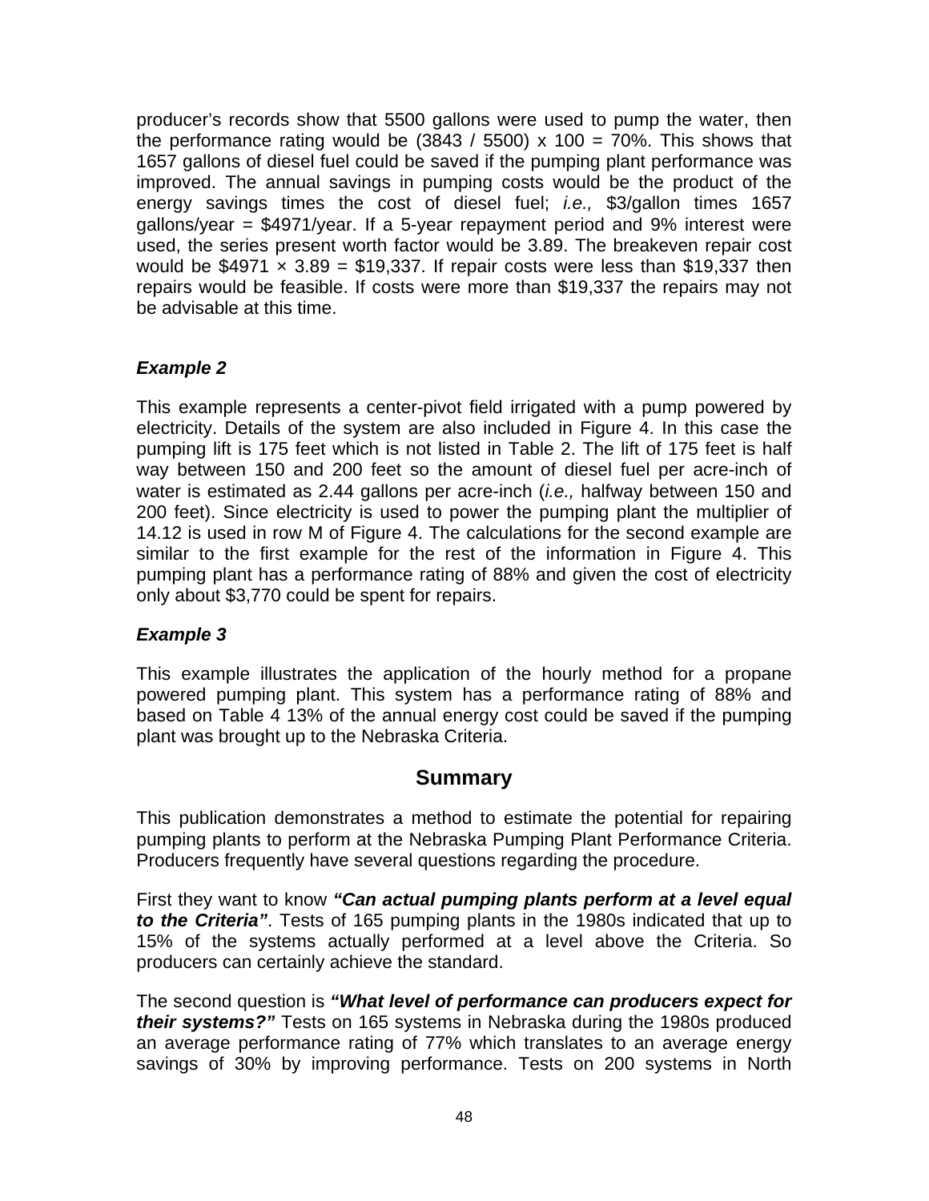producer's records show that 5500 gallons were used to pump the water, then the performance rating would be (3843 / 5500) x 100 = 70%. This shows that 1657 gallons of diesel fuel could be saved if the pumping plant performance was improved. The annual savings in pumping costs would be the product of the energy savings times the cost of diesel fuel; *i.e.,* $3/gallon times 1657 gallons/year = $4971/year. If a 5-year repayment period and 9% interest were used, the series present worth factor would be 3.89. The breakeven repair cost would be $4971 × 3.89 = $19,337. If repair costs were less than $19,337 then repairs would be feasible. If costs were more than $19,337 the repairs may not be advisable at this time.

### *Example 2*

This example represents a center-pivot field irrigated with a pump powered by electricity. Details of the system are also included in Figure 4. In this case the pumping lift is 175 feet which is not listed in Table 2. The lift of 175 feet is half way between 150 and 200 feet so the amount of diesel fuel per acre-inch of water is estimated as 2.44 gallons per acre-inch (*i.e.,* halfway between 150 and 200 feet). Since electricity is used to power the pumping plant the multiplier of 14.12 is used in row M of Figure 4. The calculations for the second example are similar to the first example for the rest of the information in Figure 4. This pumping plant has a performance rating of 88% and given the cost of electricity only about $3,770 could be spent for repairs.

### *Example 3*

This example illustrates the application of the hourly method for a propane powered pumping plant. This system has a performance rating of 88% and based on Table 4 13% of the annual energy cost could be saved if the pumping plant was brought up to the Nebraska Criteria.

## Summary

This publication demonstrates a method to estimate the potential for repairing pumping plants to perform at the Nebraska Pumping Plant Performance Criteria. Producers frequently have several questions regarding the procedure.

First they want to know ***"Can actual pumping plants perform at a level equal to the Criteria"***. Tests of 165 pumping plants in the 1980s indicated that up to 15% of the systems actually performed at a level above the Criteria. So producers can certainly achieve the standard.

The second question is ***"What level of performance can producers expect for their systems?"*** Tests on 165 systems in Nebraska during the 1980s produced an average performance rating of 77% which translates to an average energy savings of 30% by improving performance. Tests on 200 systems in North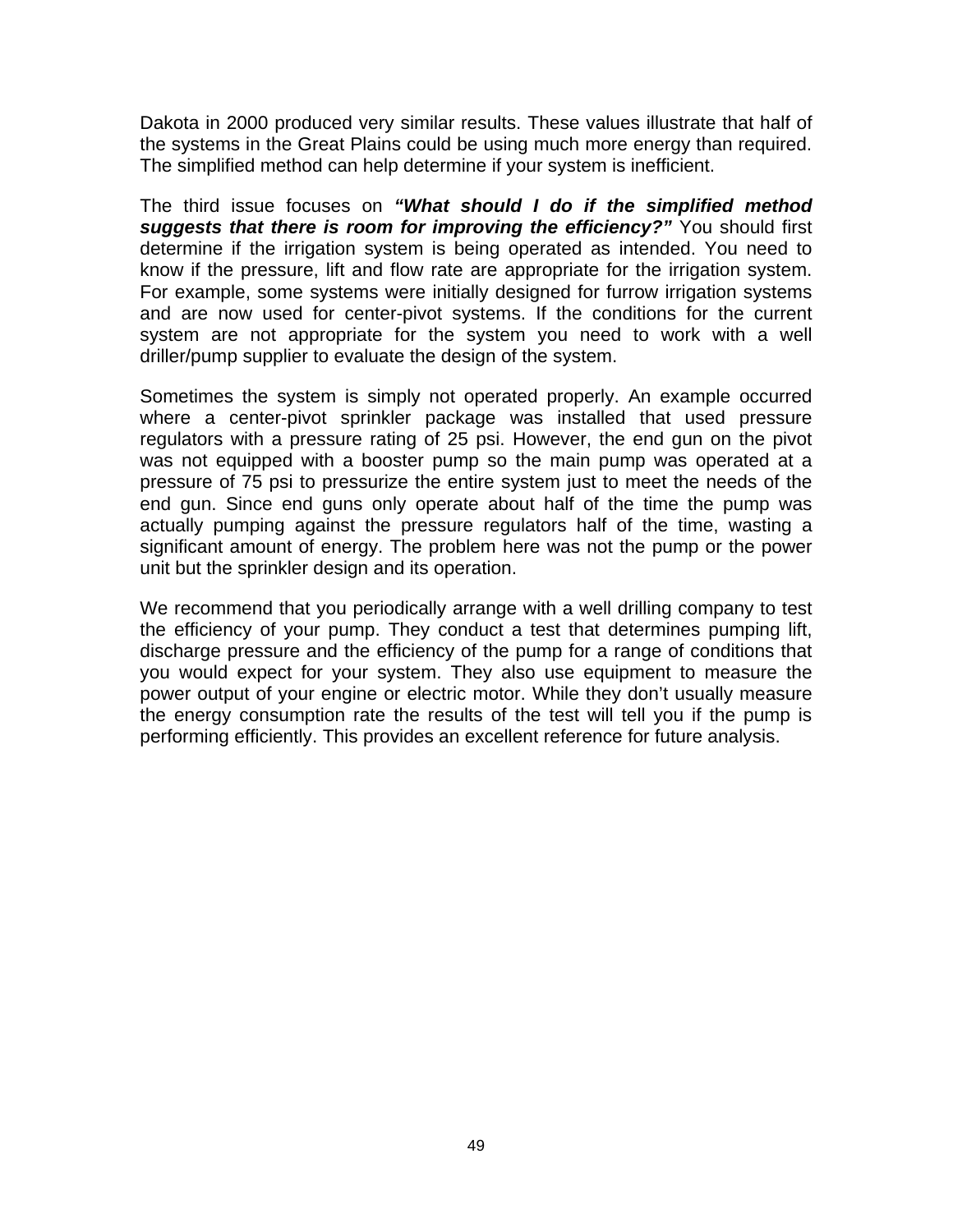Dakota in 2000 produced very similar results. These values illustrate that half of the systems in the Great Plains could be using much more energy than required. The simplified method can help determine if your system is inefficient.

The third issue focuses on ***"What should I do if the simplified method suggests that there is room for improving the efficiency?"*** You should first determine if the irrigation system is being operated as intended. You need to know if the pressure, lift and flow rate are appropriate for the irrigation system. For example, some systems were initially designed for furrow irrigation systems and are now used for center-pivot systems. If the conditions for the current system are not appropriate for the system you need to work with a well driller/pump supplier to evaluate the design of the system.

Sometimes the system is simply not operated properly. An example occurred where a center-pivot sprinkler package was installed that used pressure regulators with a pressure rating of 25 psi. However, the end gun on the pivot was not equipped with a booster pump so the main pump was operated at a pressure of 75 psi to pressurize the entire system just to meet the needs of the end gun. Since end guns only operate about half of the time the pump was actually pumping against the pressure regulators half of the time, wasting a significant amount of energy. The problem here was not the pump or the power unit but the sprinkler design and its operation.

We recommend that you periodically arrange with a well drilling company to test the efficiency of your pump. They conduct a test that determines pumping lift, discharge pressure and the efficiency of the pump for a range of conditions that you would expect for your system. They also use equipment to measure the power output of your engine or electric motor. While they don't usually measure the energy consumption rate the results of the test will tell you if the pump is performing efficiently. This provides an excellent reference for future analysis.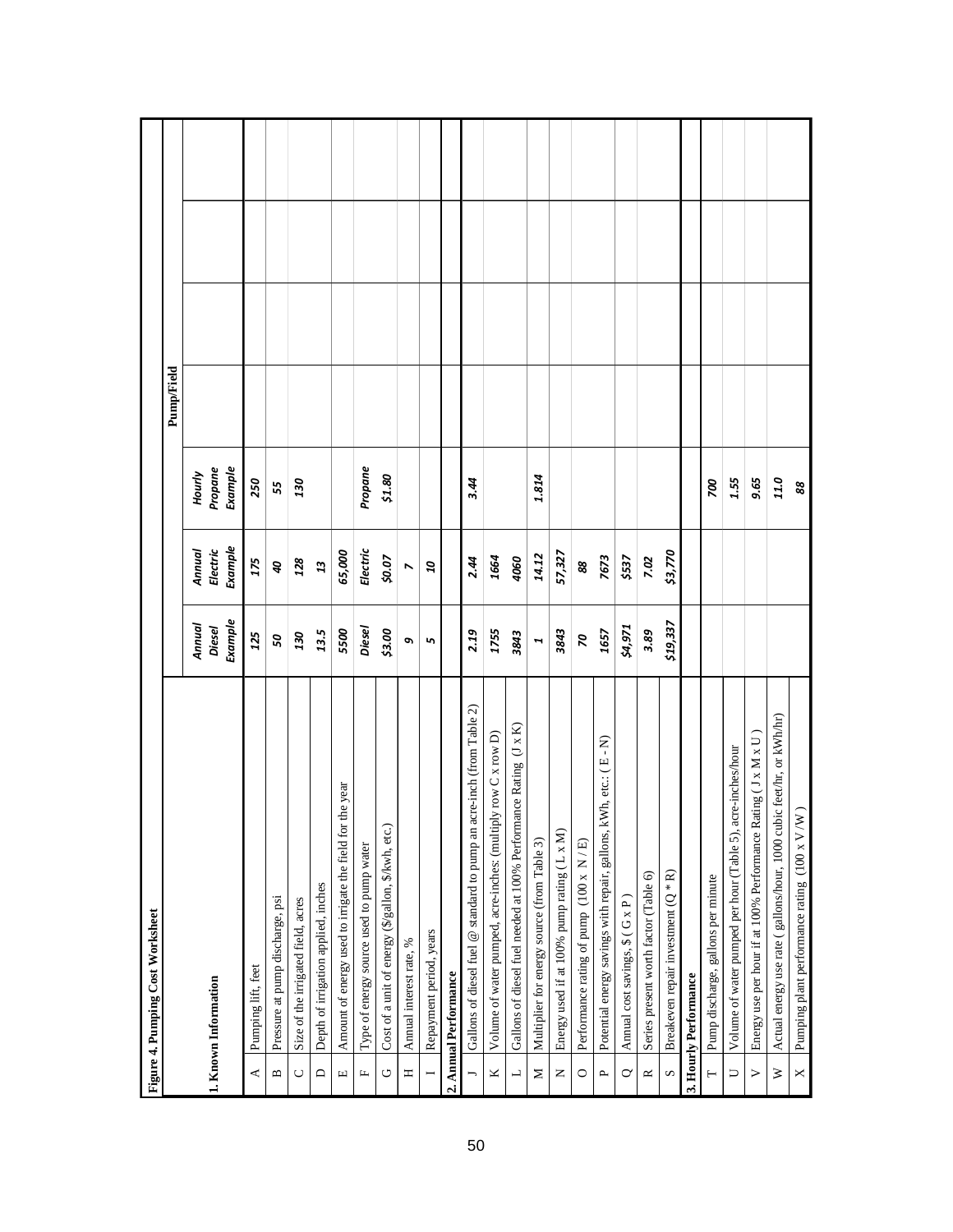**Figure 4. Pumping Cost Worksheet**

| | 1. Known Information | Annual Diesel Example | Annual Electric Example | Hourly Propane Example | Pump/Field | | | |
|---|---|---|---|---|---|---|---|---|
| A | Pumping lift, feet | 125 | 175 | 250 | | | | |
| B | Pressure at pump discharge, psi | 50 | 40 | 55 | | | | |
| C | Size of the irrigated field, acres | 130 | 128 | 130 | | | | |
| D | Depth of irrigation applied, inches | 13.5 | 13 | | | | | |
| E | Amount of energy used to irrigate the field for the year | 5500 | 65,000 | | | | | |
| F | Type of energy source used to pump water | Diesel | Electric | Propane | | | | |
| G | Cost of a unit of energy ($/gallon, $/kwh, etc.) | $3.00 | $0.07 | $1.80 | | | | |
| H | Annual interest rate, % | 9 | 7 | | | | | |
| I | Repayment period, years | 5 | 10 | | | | | |
| **2. Annual Performance** | | | | | | | | |
| J | Gallons of diesel fuel @ standard to pump an acre-inch (from Table 2) | 2.19 | 2.44 | 3.44 | | | | |
| K | Volume of water pumped, acre-inches: (multiply row C x row D) | 1755 | 1664 | | | | | |
| L | Gallons of diesel fuel needed at 100% Performance Rating (J x K) | 3843 | 4060 | | | | | |
| M | Multiplier for energy source (from Table 3) | 1 | 14.12 | 1.814 | | | | |
| N | Energy used if at 100% pump rating ( L x M) | 3843 | 57,327 | | | | | |
| O | Performance rating of pump (100 x N / E) | 70 | 88 | | | | | |
| P | Potential energy savings with repair, gallons, kWh, etc.: ( E - N) | 1657 | 7673 | | | | | |
| Q | Annual cost savings, $ ( G x P ) | $4,971 | $537 | | | | | |
| R | Series present worth factor (Table 6) | 3.89 | 7.02 | | | | | |
| S | Breakeven repair investment (Q * R) | $19,337 | $3,770 | | | | | |
| **3. Hourly Performance** | | | | | | | | |
| T | Pump discharge, gallons per minute | | | 700 | | | | |
| U | Volume of water pumped per hour (Table 5), acre-inches/hour | | | 1.55 | | | | |
| V | Energy use per hour if at 100% Performance Rating ( J x M x U ) | | | 9.65 | | | | |
| W | Actual energy use rate ( gallons/hour, 1000 cubic feet/hr, or kWh/hr) | | | 11.0 | | | | |
| X | Pumping plant performance rating (100 x V /W ) | | | 88 | | | | |